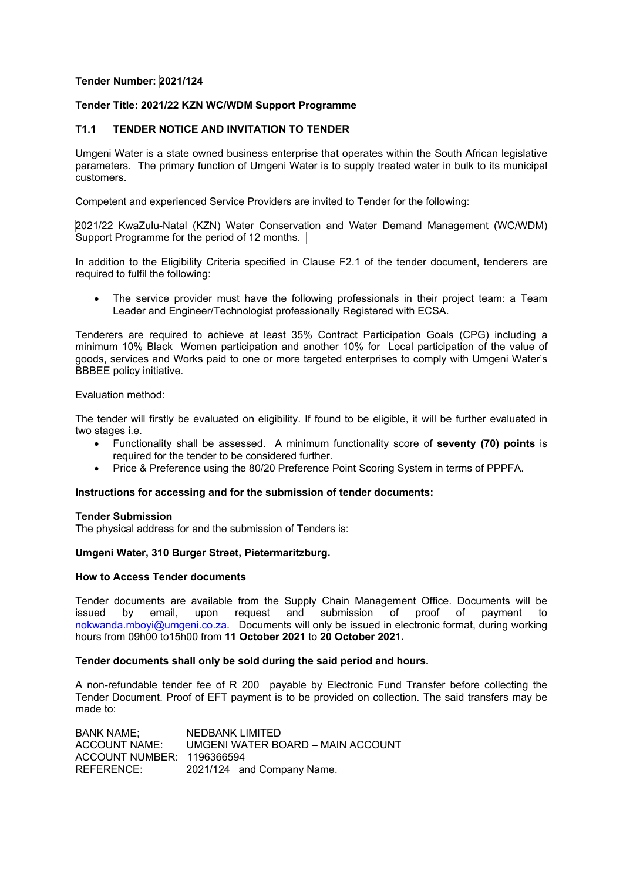**Tender Number: 2021/124**

**Tender Title: 2021/22 KZN WC/WDM Support Programme**

## T1.1 TENDER NOTICE AND INVITATION TO TENDER

Umgeni Water is a state owned business enterprise that operates within the South African legislative parameters. The primary function of Umgeni Water is to supply treated water in bulk to its municipal customers.

Competent and experienced Service Providers are invited to Tender for the following:

2021/22 KwaZulu-Natal (KZN) Water Conservation and Water Demand Management (WC/WDM) Support Programme for the period of 12 months.

In addition to the Eligibility Criteria specified in Clause F2.1 of the tender document, tenderers are required to fulfil the following:

- The service provider must have the following professionals in their project team: a Team Leader and Engineer/Technologist professionally Registered with ECSA.

Tenderers are required to achieve at least 35% Contract Participation Goals (CPG) including a minimum 10% Black Women participation and another 10% for Local participation of the value of goods, services and Works paid to one or more targeted enterprises to comply with Umgeni Water's BBBEE policy initiative.

Evaluation method:

The tender will firstly be evaluated on eligibility. If found to be eligible, it will be further evaluated in two stages i.e.

- Functionality shall be assessed. A minimum functionality score of **seventy (70) points** is required for the tender to be considered further.
- Price & Preference using the 80/20 Preference Point Scoring System in terms of PPPFA.

**Instructions for accessing and for the submission of tender documents:**

**Tender Submission**

The physical address for and the submission of Tenders is:

**Umgeni Water, 310 Burger Street, Pietermaritzburg.**

**How to Access Tender documents**

Tender documents are available from the Supply Chain Management Office. Documents will be issued by email, upon request and submission of proof of payment to nokwanda.mboyi@umgeni.co.za. Documents will only be issued in electronic format, during working hours from 09h00 to15h00 from **11 October 2021** to **20 October 2021.**

**Tender documents shall only be sold during the said period and hours.**

A non-refundable tender fee of R 200 payable by Electronic Fund Transfer before collecting the Tender Document. Proof of EFT payment is to be provided on collection. The said transfers may be made to:

BANK NAME; NEDBANK LIMITED
ACCOUNT NAME: UMGENI WATER BOARD – MAIN ACCOUNT
ACCOUNT NUMBER: 1196366594
REFERENCE: 2021/124 and Company Name.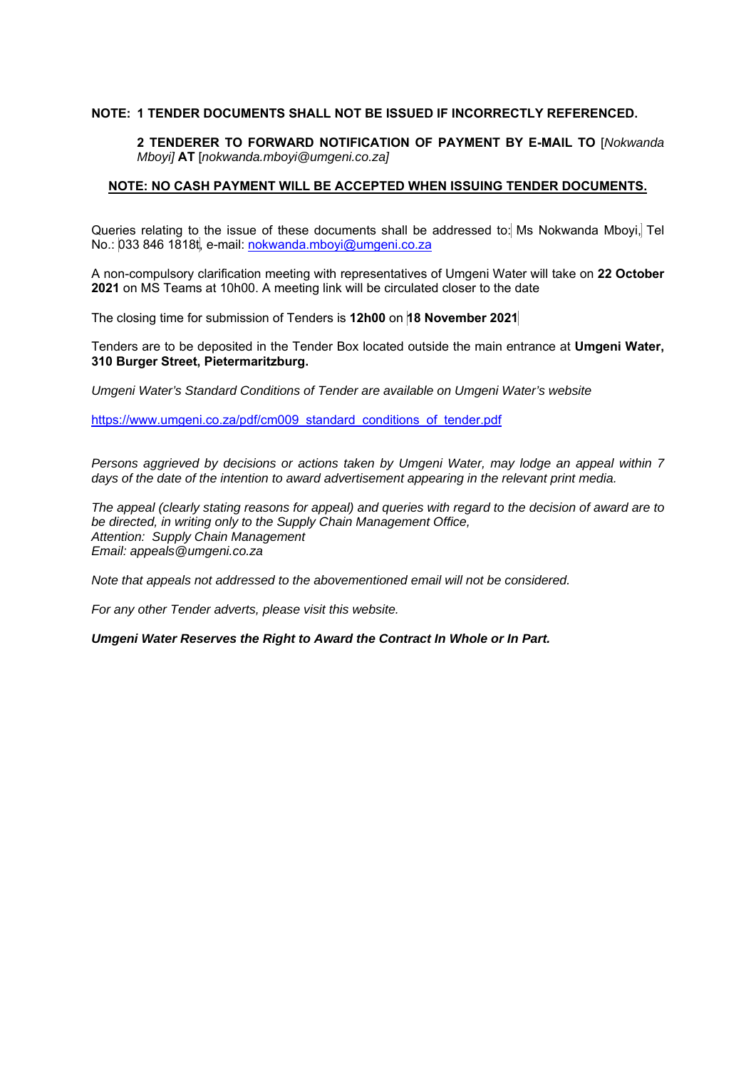**NOTE: 1 TENDER DOCUMENTS SHALL NOT BE ISSUED IF INCORRECTLY REFERENCED.**

**2 TENDERER TO FORWARD NOTIFICATION OF PAYMENT BY E-MAIL TO** [*Nokwanda Mboyi]* **AT** [*nokwanda.mboyi@umgeni.co.za]*

**NOTE: NO CASH PAYMENT WILL BE ACCEPTED WHEN ISSUING TENDER DOCUMENTS.**

Queries relating to the issue of these documents shall be addressed to: Ms Nokwanda Mboyi, Tel No.: 033 846 1818t, e-mail: nokwanda.mboyi@umgeni.co.za

A non-compulsory clarification meeting with representatives of Umgeni Water will take on **22 October 2021** on MS Teams at 10h00. A meeting link will be circulated closer to the date

The closing time for submission of Tenders is **12h00** on **18 November 2021**

Tenders are to be deposited in the Tender Box located outside the main entrance at **Umgeni Water, 310 Burger Street, Pietermaritzburg.**

*Umgeni Water's Standard Conditions of Tender are available on Umgeni Water's website*

https://www.umgeni.co.za/pdf/cm009_standard_conditions_of_tender.pdf

*Persons aggrieved by decisions or actions taken by Umgeni Water, may lodge an appeal within 7 days of the date of the intention to award advertisement appearing in the relevant print media.*

*The appeal (clearly stating reasons for appeal) and queries with regard to the decision of award are to be directed, in writing only to the Supply Chain Management Office,*
*Attention: Supply Chain Management*
*Email: appeals@umgeni.co.za*

*Note that appeals not addressed to the abovementioned email will not be considered.*

*For any other Tender adverts, please visit this website.*

***Umgeni Water Reserves the Right to Award the Contract In Whole or In Part.***